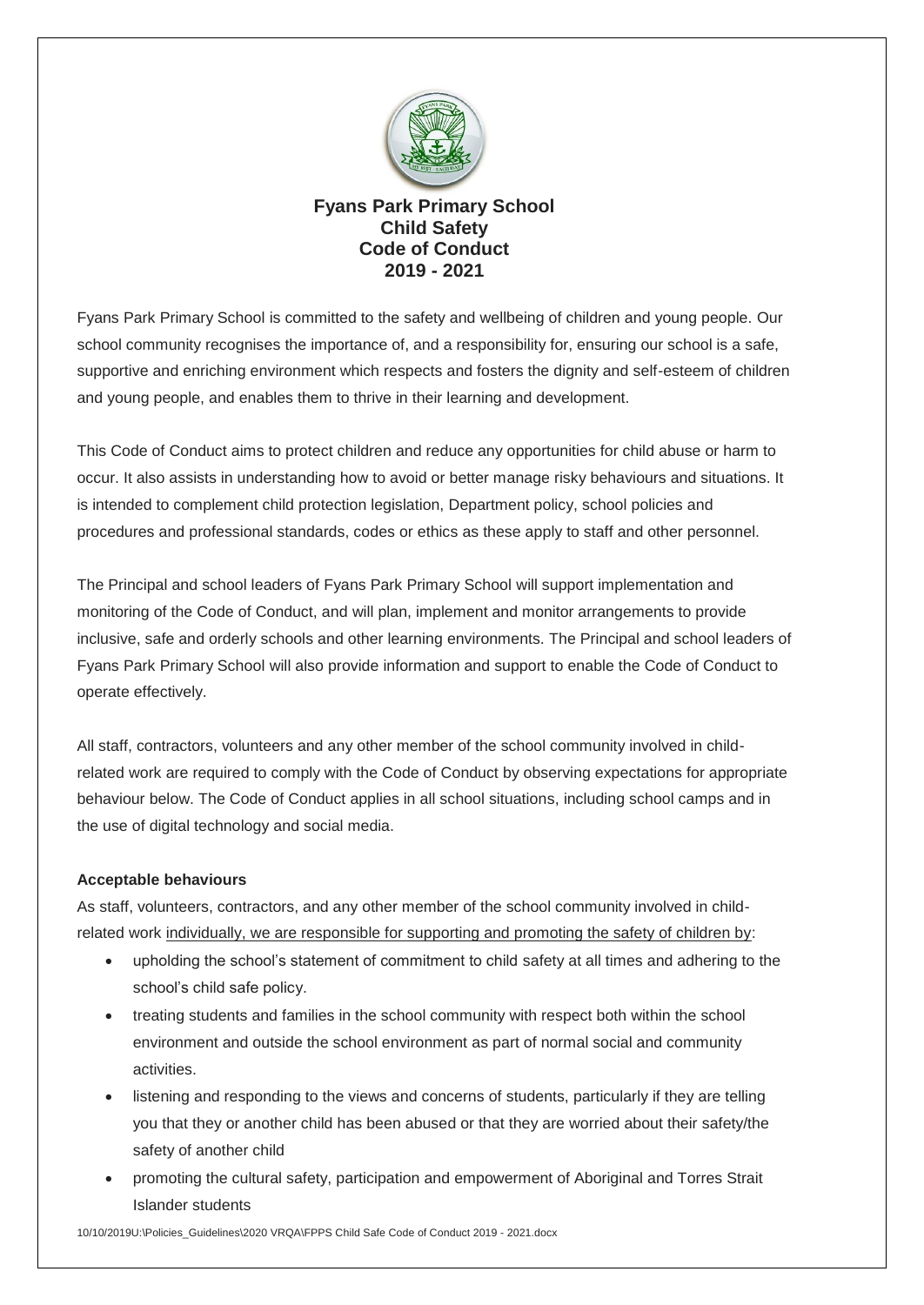# Fyans Park Primary School
## Child Safety
## Code of Conduct
## 2019 - 2021

Fyans Park Primary School is committed to the safety and wellbeing of children and young people. Our school community recognises the importance of, and a responsibility for, ensuring our school is a safe, supportive and enriching environment which respects and fosters the dignity and self-esteem of children and young people, and enables them to thrive in their learning and development.

This Code of Conduct aims to protect children and reduce any opportunities for child abuse or harm to occur. It also assists in understanding how to avoid or better manage risky behaviours and situations. It is intended to complement child protection legislation, Department policy, school policies and procedures and professional standards, codes or ethics as these apply to staff and other personnel.

The Principal and school leaders of Fyans Park Primary School will support implementation and monitoring of the Code of Conduct, and will plan, implement and monitor arrangements to provide inclusive, safe and orderly schools and other learning environments. The Principal and school leaders of Fyans Park Primary School will also provide information and support to enable the Code of Conduct to operate effectively.

All staff, contractors, volunteers and any other member of the school community involved in child-related work are required to comply with the Code of Conduct by observing expectations for appropriate behaviour below. The Code of Conduct applies in all school situations, including school camps and in the use of digital technology and social media.

**Acceptable behaviours**

As staff, volunteers, contractors, and any other member of the school community involved in child-related work individually, we are responsible for supporting and promoting the safety of children by:

- upholding the school's statement of commitment to child safety at all times and adhering to the school's child safe policy.
- treating students and families in the school community with respect both within the school environment and outside the school environment as part of normal social and community activities.
- listening and responding to the views and concerns of students, particularly if they are telling you that they or another child has been abused or that they are worried about their safety/the safety of another child
- promoting the cultural safety, participation and empowerment of Aboriginal and Torres Strait Islander students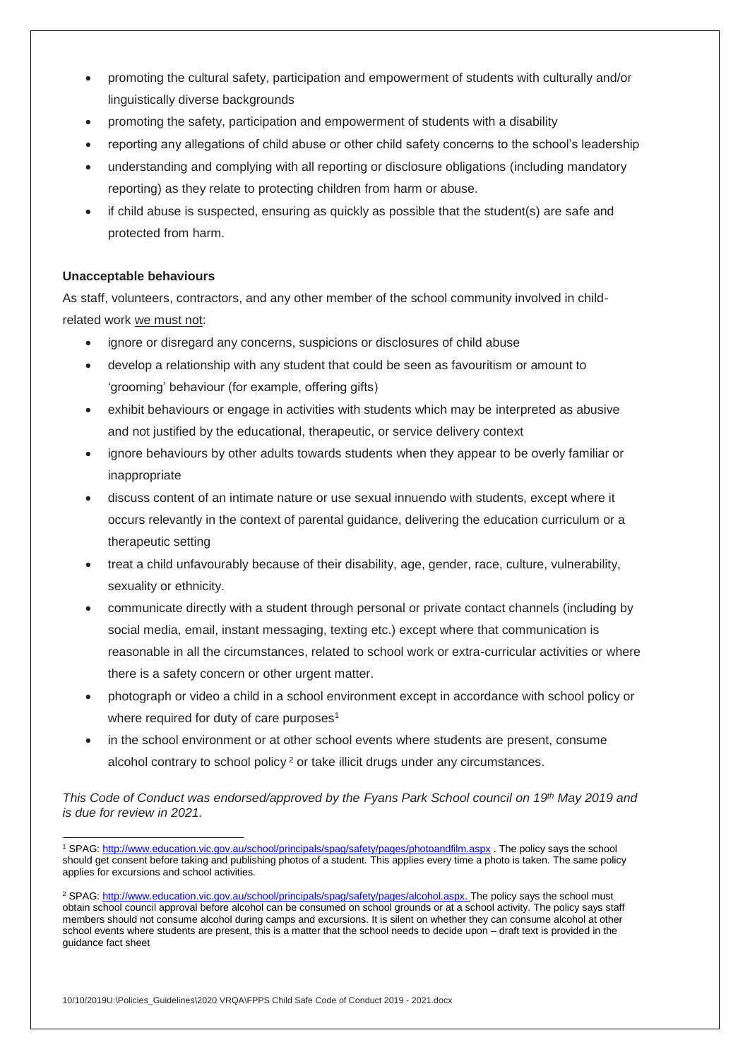- promoting the cultural safety, participation and empowerment of students with culturally and/or linguistically diverse backgrounds
- promoting the safety, participation and empowerment of students with a disability
- reporting any allegations of child abuse or other child safety concerns to the school's leadership
- understanding and complying with all reporting or disclosure obligations (including mandatory reporting) as they relate to protecting children from harm or abuse.
- if child abuse is suspected, ensuring as quickly as possible that the student(s) are safe and protected from harm.

**Unacceptable behaviours**

As staff, volunteers, contractors, and any other member of the school community involved in child-related work we must not:

- ignore or disregard any concerns, suspicions or disclosures of child abuse
- develop a relationship with any student that could be seen as favouritism or amount to 'grooming' behaviour (for example, offering gifts)
- exhibit behaviours or engage in activities with students which may be interpreted as abusive and not justified by the educational, therapeutic, or service delivery context
- ignore behaviours by other adults towards students when they appear to be overly familiar or inappropriate
- discuss content of an intimate nature or use sexual innuendo with students, except where it occurs relevantly in the context of parental guidance, delivering the education curriculum or a therapeutic setting
- treat a child unfavourably because of their disability, age, gender, race, culture, vulnerability, sexuality or ethnicity.
- communicate directly with a student through personal or private contact channels (including by social media, email, instant messaging, texting etc.) except where that communication is reasonable in all the circumstances, related to school work or extra-curricular activities or where there is a safety concern or other urgent matter.
- photograph or video a child in a school environment except in accordance with school policy or where required for duty of care purposes[1]
- in the school environment or at other school events where students are present, consume alcohol contrary to school policy[2] or take illicit drugs under any circumstances.

*This Code of Conduct was endorsed/approved by the Fyans Park School council on 19th May 2019 and is due for review in 2021.*

[1] SPAG: http://www.education.vic.gov.au/school/principals/spag/safety/pages/photoandfilm.aspx . The policy says the school should get consent before taking and publishing photos of a student. This applies every time a photo is taken. The same policy applies for excursions and school activities.

[2] SPAG: http://www.education.vic.gov.au/school/principals/spag/safety/pages/alcohol.aspx. The policy says the school must obtain school council approval before alcohol can be consumed on school grounds or at a school activity. The policy says staff members should not consume alcohol during camps and excursions. It is silent on whether they can consume alcohol at other school events where students are present, this is a matter that the school needs to decide upon – draft text is provided in the guidance fact sheet

10/10/2019U:\Policies_Guidelines\2020 VRQA\FPPS Child Safe Code of Conduct 2019 - 2021.docx